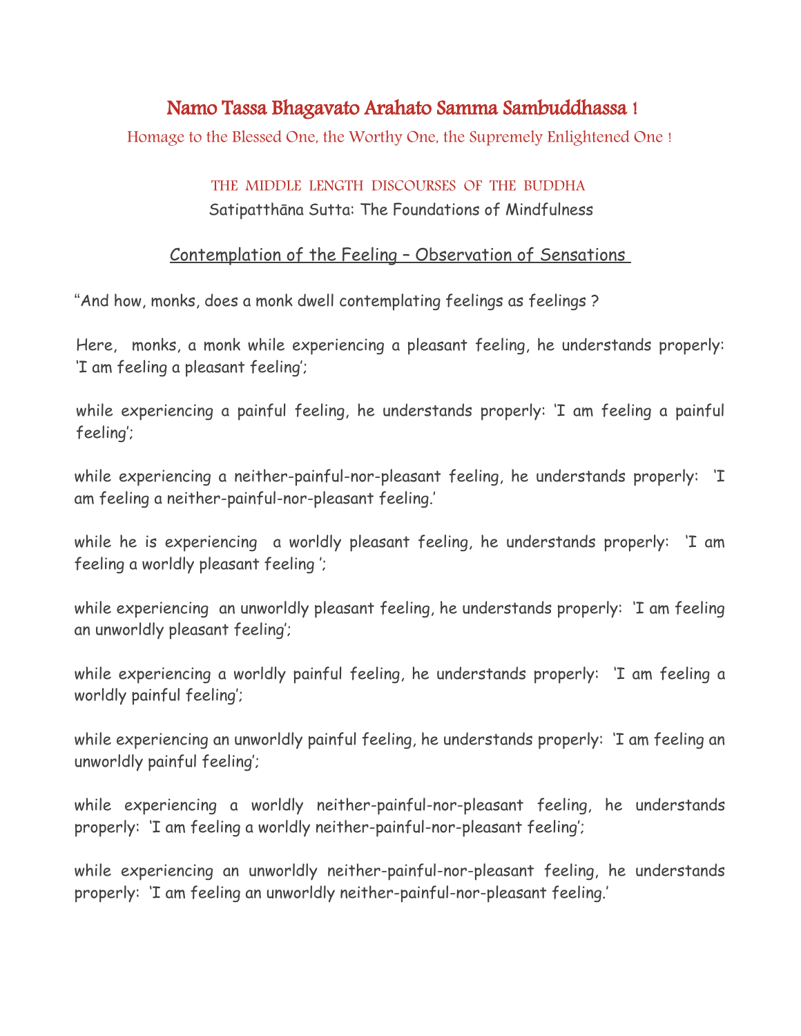# Namo Tassa Bhagavato Arahato Samma Sambuddhassa !

Homage to the Blessed One, the Worthy One, the Supremely Enlightened One !

## THE MIDDLE LENGTH DISCOURSES OF THE BUDDHA

### Satipatthāna Sutta: The Foundations of Mindfulness

### Contemplation of the Feeling – Observation of Sensations

"And how, monks, does a monk dwell contemplating feelings as feelings ?

Here, monks, a monk while experiencing a pleasant feeling, he understands properly: 'I am feeling a pleasant feeling';

while experiencing a painful feeling, he understands properly: 'I am feeling a painful feeling';

while experiencing a neither-painful-nor-pleasant feeling, he understands properly: 'I am feeling a neither-painful-nor-pleasant feeling.'

while he is experiencing a worldly pleasant feeling, he understands properly: 'I am feeling a worldly pleasant feeling ';

while experiencing an unworldly pleasant feeling, he understands properly: 'I am feeling an unworldly pleasant feeling';

while experiencing a worldly painful feeling, he understands properly: 'I am feeling a worldly painful feeling';

while experiencing an unworldly painful feeling, he understands properly: 'I am feeling an unworldly painful feeling';

while experiencing a worldly neither-painful-nor-pleasant feeling, he understands properly: 'I am feeling a worldly neither-painful-nor-pleasant feeling';

while experiencing an unworldly neither-painful-nor-pleasant feeling, he understands properly: 'I am feeling an unworldly neither-painful-nor-pleasant feeling.'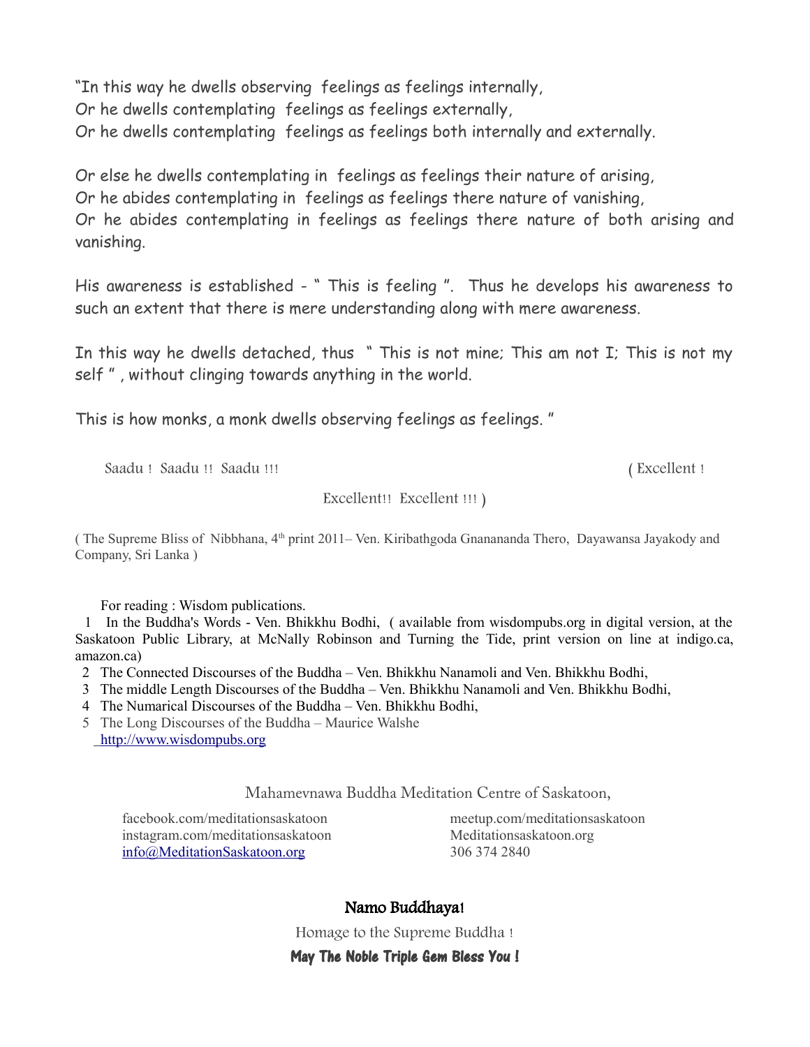"In this way he dwells observing feelings as feelings internally,
Or he dwells contemplating feelings as feelings externally,
Or he dwells contemplating feelings as feelings both internally and externally.

Or else he dwells contemplating in feelings as feelings their nature of arising,
Or he abides contemplating in feelings as feelings there nature of vanishing,
Or he abides contemplating in feelings as feelings there nature of both arising and vanishing.

His awareness is established - " This is feeling ". Thus he develops his awareness to such an extent that there is mere understanding along with mere awareness.

In this way he dwells detached, thus " This is not mine; This am not I; This is not my self " , without clinging towards anything in the world.

This is how monks, a monk dwells observing feelings as feelings. "

Saadu ! Saadu !! Saadu !!! ( Excellent ! Excellent!! Excellent !!! )

( The Supreme Bliss of Nibbhana, 4th print 2011– Ven. Kiribathgoda Gnanananda Thero, Dayawansa Jayakody and Company, Sri Lanka )

For reading : Wisdom publications.

1. In the Buddha's Words - Ven. Bhikkhu Bodhi, ( available from wisdompubs.org in digital version, at the Saskatoon Public Library, at McNally Robinson and Turning the Tide, print version on line at indigo.ca, amazon.ca)
2. The Connected Discourses of the Buddha – Ven. Bhikkhu Nanamoli and Ven. Bhikkhu Bodhi,
3. The middle Length Discourses of the Buddha – Ven. Bhikkhu Nanamoli and Ven. Bhikkhu Bodhi,
4. The Numarical Discourses of the Buddha – Ven. Bhikkhu Bodhi,
5. The Long Discourses of the Buddha – Maurice Walshe

http://www.wisdompubs.org

Mahamevnawa Buddha Meditation Centre of Saskatoon,

facebook.com/meditationsaskatoon
instagram.com/meditationsaskatoon
info@MeditationSaskatoon.org
meetup.com/meditationsaskatoon
Meditationsaskatoon.org
306 374 2840

**Namo Buddhaya!**

Homage to the Supreme Buddha !

***May The Noble Triple Gem Bless You !***